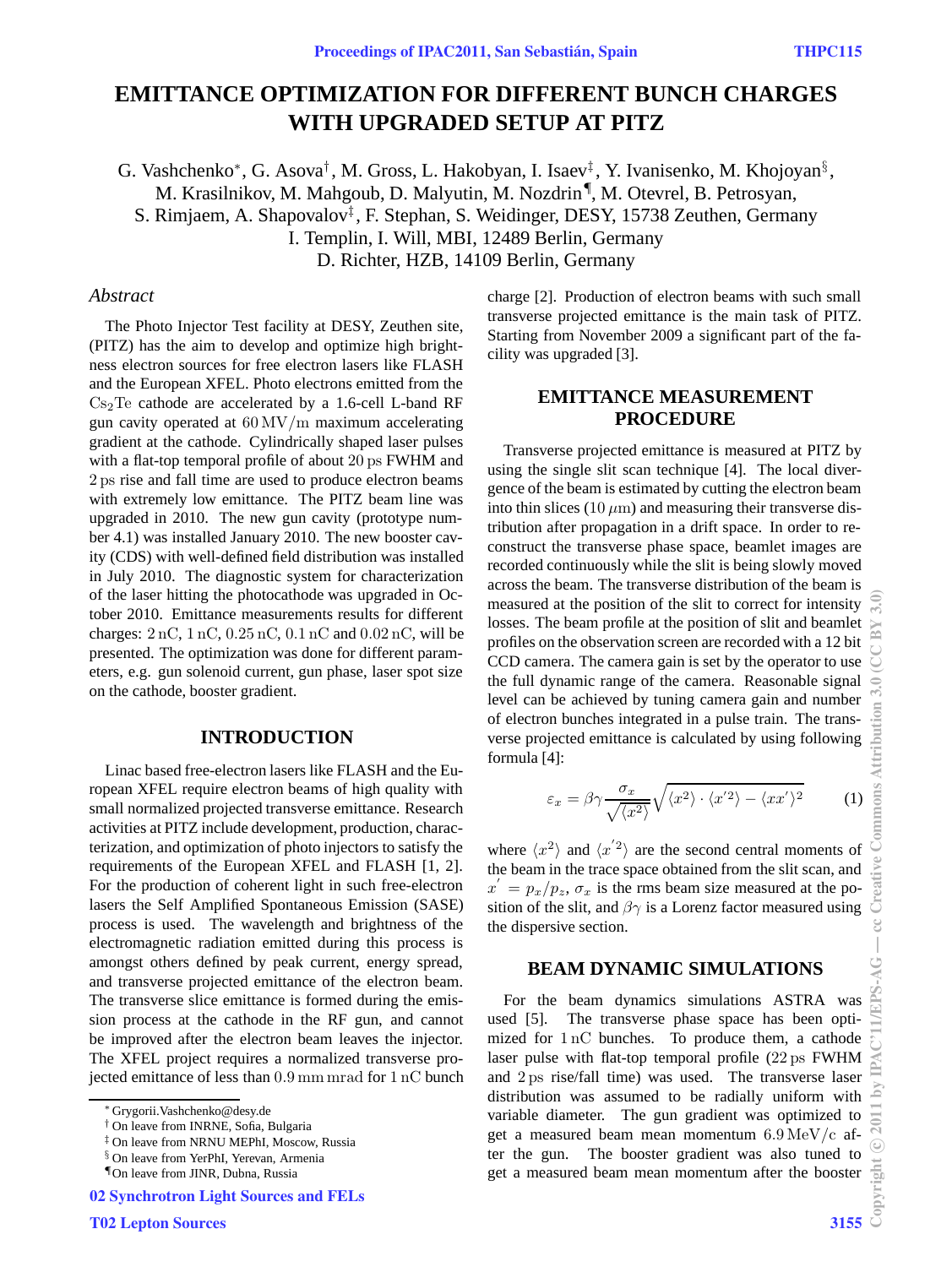# EMITTANCE OPTIMIZATION FOR DIFFERENT BUNCH CHARGES WITH UPGRADED SETUP AT PITZ

G. Vashchenko[*], G. Asova[†], M. Gross, L. Hakobyan, I. Isaev[‡], Y. Ivanisenko, M. Khojoyan[§], M. Krasilnikov, M. Mahgoub, D. Malyutin, M. Nozdrin[¶], M. Otevrel, B. Petrosyan, S. Rimjaem, A. Shapovalov[‡], F. Stephan, S. Weidinger, DESY, 15738 Zeuthen, Germany
I. Templin, I. Will, MBI, 12489 Berlin, Germany
D. Richter, HZB, 14109 Berlin, Germany

## *Abstract*

The Photo Injector Test facility at DESY, Zeuthen site, (PITZ) has the aim to develop and optimize high brightness electron sources for free electron lasers like FLASH and the European XFEL. Photo electrons emitted from the $Cs_2Te$ cathode are accelerated by a 1.6-cell L-band RF gun cavity operated at $60\,\mathrm{MV/m}$ maximum accelerating gradient at the cathode. Cylindrically shaped laser pulses with a flat-top temporal profile of about $20\,\mathrm{ps}$ FWHM and $2\,\mathrm{ps}$ rise and fall time are used to produce electron beams with extremely low emittance. The PITZ beam line was upgraded in 2010. The new gun cavity (prototype number 4.1) was installed January 2010. The new booster cavity (CDS) with well-defined field distribution was installed in July 2010. The diagnostic system for characterization of the laser hitting the photocathode was upgraded in October 2010. Emittance measurements results for different charges: $2\,\mathrm{nC}$, $1\,\mathrm{nC}$, $0.25\,\mathrm{nC}$, $0.1\,\mathrm{nC}$ and $0.02\,\mathrm{nC}$, will be presented. The optimization was done for different parameters, e.g. gun solenoid current, gun phase, laser spot size on the cathode, booster gradient.

## INTRODUCTION

Linac based free-electron lasers like FLASH and the European XFEL require electron beams of high quality with small normalized projected transverse emittance. Research activities at PITZ include development, production, characterization, and optimization of photo injectors to satisfy the requirements of the European XFEL and FLASH [1, 2]. For the production of coherent light in such free-electron lasers the Self Amplified Spontaneous Emission (SASE) process is used. The wavelength and brightness of the electromagnetic radiation emitted during this process is amongst others defined by peak current, energy spread, and transverse projected emittance of the electron beam. The transverse slice emittance is formed during the emission process at the cathode in the RF gun, and cannot be improved after the electron beam leaves the injector. The XFEL project requires a normalized transverse projected emittance of less than $0.9\,\mathrm{mm\,mrad}$ for $1\,\mathrm{nC}$ bunch charge [2]. Production of electron beams with such small transverse projected emittance is the main task of PITZ. Starting from November 2009 a significant part of the facility was upgraded [3].

[*] Grygorii.Vashchenko@desy.de
[†] On leave from INRNE, Sofia, Bulgaria
[‡] On leave from NRNU MEPhI, Moscow, Russia
[§] On leave from YerPhI, Yerevan, Armenia
[¶] On leave from JINR, Dubna, Russia

## EMITTANCE MEASUREMENT PROCEDURE

Transverse projected emittance is measured at PITZ by using the single slit scan technique [4]. The local divergence of the beam is estimated by cutting the electron beam into thin slices ($10\,\mu\mathrm{m}$) and measuring their transverse distribution after propagation in a drift space. In order to reconstruct the transverse phase space, beamlet images are recorded continuously while the slit is being slowly moved across the beam. The transverse distribution of the beam is measured at the position of the slit to correct for intensity losses. The beam profile at the position of slit and beamlet profiles on the observation screen are recorded with a 12 bit CCD camera. The camera gain is set by the operator to use the full dynamic range of the camera. Reasonable signal level can be achieved by tuning camera gain and number of electron bunches integrated in a pulse train. The transverse projected emittance is calculated by using following formula [4]:

$$\varepsilon_x = \beta\gamma \frac{\sigma_x}{\sqrt{\langle x^2 \rangle}} \sqrt{\langle x^2 \rangle \cdot \langle x'^2 \rangle - \langle x x' \rangle^2} \qquad (1)$$

where $\langle x^2 \rangle$ and $\langle x'^2 \rangle$ are the second central moments of the beam in the trace space obtained from the slit scan, and $x' = p_x/p_z$, $\sigma_x$ is the rms beam size measured at the position of the slit, and $\beta\gamma$ is a Lorenz factor measured using the dispersive section.

## BEAM DYNAMIC SIMULATIONS

For the beam dynamics simulations ASTRA was used [5]. The transverse phase space has been optimized for $1\,\mathrm{nC}$ bunches. To produce them, a cathode laser pulse with flat-top temporal profile ($22\,\mathrm{ps}$ FWHM and $2\,\mathrm{ps}$ rise/fall time) was used. The transverse laser distribution was assumed to be radially uniform with variable diameter. The gun gradient was optimized to get a measured beam mean momentum $6.9\,\mathrm{MeV/c}$ after the gun. The booster gradient was also tuned to get a measured beam mean momentum after the booster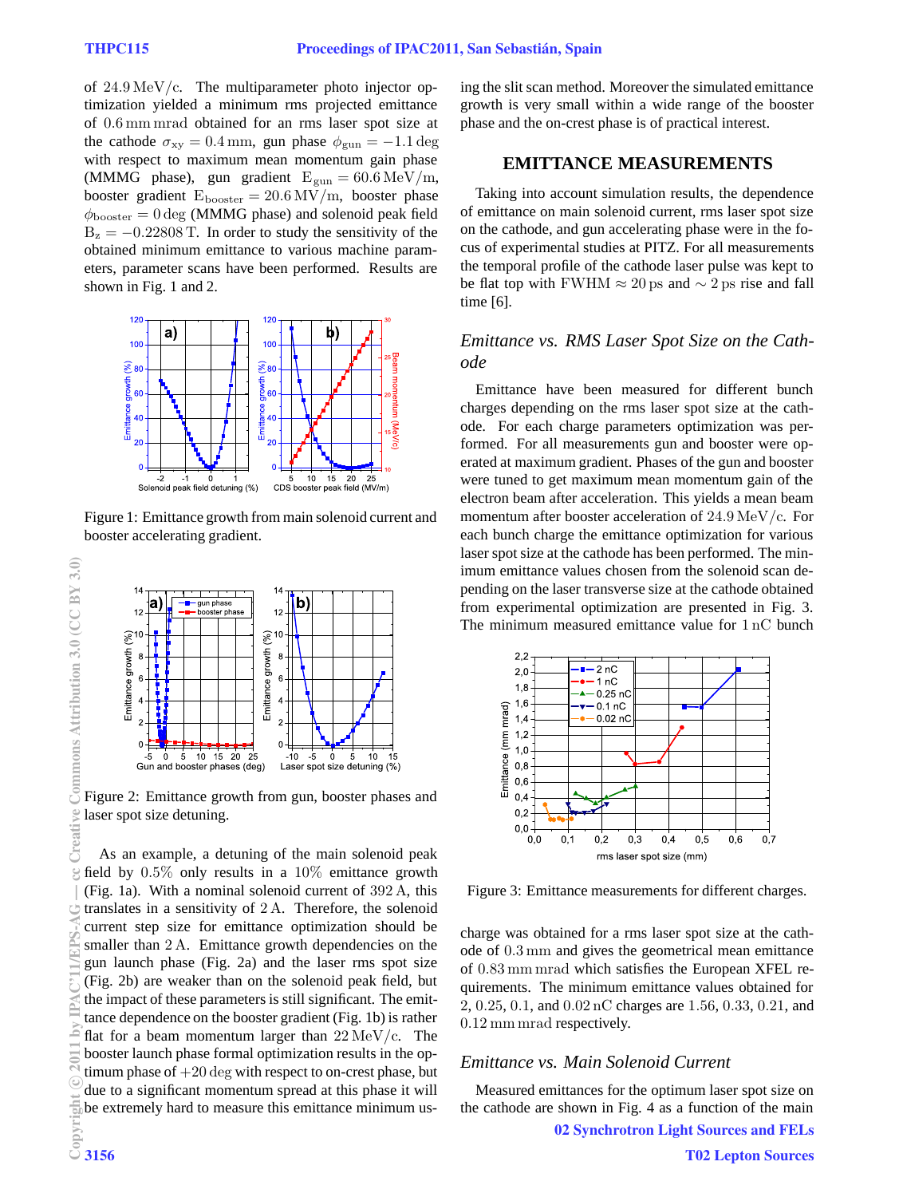of $24.9\,\mathrm{MeV/c}$. The multiparameter photo injector optimization yielded a minimum rms projected emittance of $0.6\,\mathrm{mm\,mrad}$ obtained for an rms laser spot size at the cathode $\sigma_{xy} = 0.4\,\mathrm{mm}$, gun phase $\phi_{gun} = -1.1\,\mathrm{deg}$ with respect to maximum mean momentum gain phase (MMMG phase), gun gradient $\mathrm{E_{gun}} = 60.6\,\mathrm{MeV/m}$, booster gradient $\mathrm{E_{booster}} = 20.6\,\mathrm{MV/m}$, booster phase $\phi_{booster} = 0\,\mathrm{deg}$ (MMMG phase) and solenoid peak field $\mathrm{B_z} = -0.22808\,\mathrm{T}$. In order to study the sensitivity of the obtained minimum emittance to various machine parameters, parameter scans have been performed. Results are shown in Fig. 1 and 2.

Figure 1: Emittance growth from main solenoid current and booster accelerating gradient.

Figure 2: Emittance growth from gun, booster phases and laser spot size detuning.

As an example, a detuning of the main solenoid peak field by $0.5\%$ only results in a $10\%$ emittance growth (Fig. 1a). With a nominal solenoid current of $392\,\mathrm{A}$, this translates in a sensitivity of $2\,\mathrm{A}$. Therefore, the solenoid current step size for emittance optimization should be smaller than $2\,\mathrm{A}$. Emittance growth dependencies on the gun launch phase (Fig. 2a) and the laser rms spot size (Fig. 2b) are weaker than on the solenoid peak field, but the impact of these parameters is still significant. The emittance dependence on the booster gradient (Fig. 1b) is rather flat for a beam momentum larger than $22\,\mathrm{MeV/c}$. The booster launch phase formal optimization results in the optimum phase of $+20\,\mathrm{deg}$ with respect to on-crest phase, but due to a significant momentum spread at this phase it will be extremely hard to measure this emittance minimum using the slit scan method. Moreover the simulated emittance growth is very small within a wide range of the booster phase and the on-crest phase is of practical interest.

## EMITTANCE MEASUREMENTS

Taking into account simulation results, the dependence of emittance on main solenoid current, rms laser spot size on the cathode, and gun accelerating phase were in the focus of experimental studies at PITZ. For all measurements the temporal profile of the cathode laser pulse was kept to be flat top with $\mathrm{FWHM} \approx 20\,\mathrm{ps}$ and $\sim 2\,\mathrm{ps}$ rise and fall time [6].

### *Emittance vs. RMS Laser Spot Size on the Cathode*

Emittance have been measured for different bunch charges depending on the rms laser spot size at the cathode. For each charge parameters optimization was performed. For all measurements gun and booster were operated at maximum gradient. Phases of the gun and booster were tuned to get maximum mean momentum gain of the electron beam after acceleration. This yields a mean beam momentum after booster acceleration of $24.9\,\mathrm{MeV/c}$. For each bunch charge the emittance optimization for various laser spot size at the cathode has been performed. The minimum emittance values chosen from the solenoid scan depending on the laser transverse size at the cathode obtained from experimental optimization are presented in Fig. 3. The minimum measured emittance value for $1\,\mathrm{nC}$ bunch charge was obtained for a rms laser spot size at the cathode of $0.3\,\mathrm{mm}$ and gives the geometrical mean emittance of $0.83\,\mathrm{mm\,mrad}$ which satisfies the European XFEL requirements. The minimum emittance values obtained for $2$, $0.25$, $0.1$, and $0.02\,\mathrm{nC}$ charges are $1.56$, $0.33$, $0.21$, and $0.12\,\mathrm{mm\,mrad}$ respectively.

Figure 3: Emittance measurements for different charges.

### *Emittance vs. Main Solenoid Current*

Measured emittances for the optimum laser spot size on the cathode are shown in Fig. 4 as a function of the main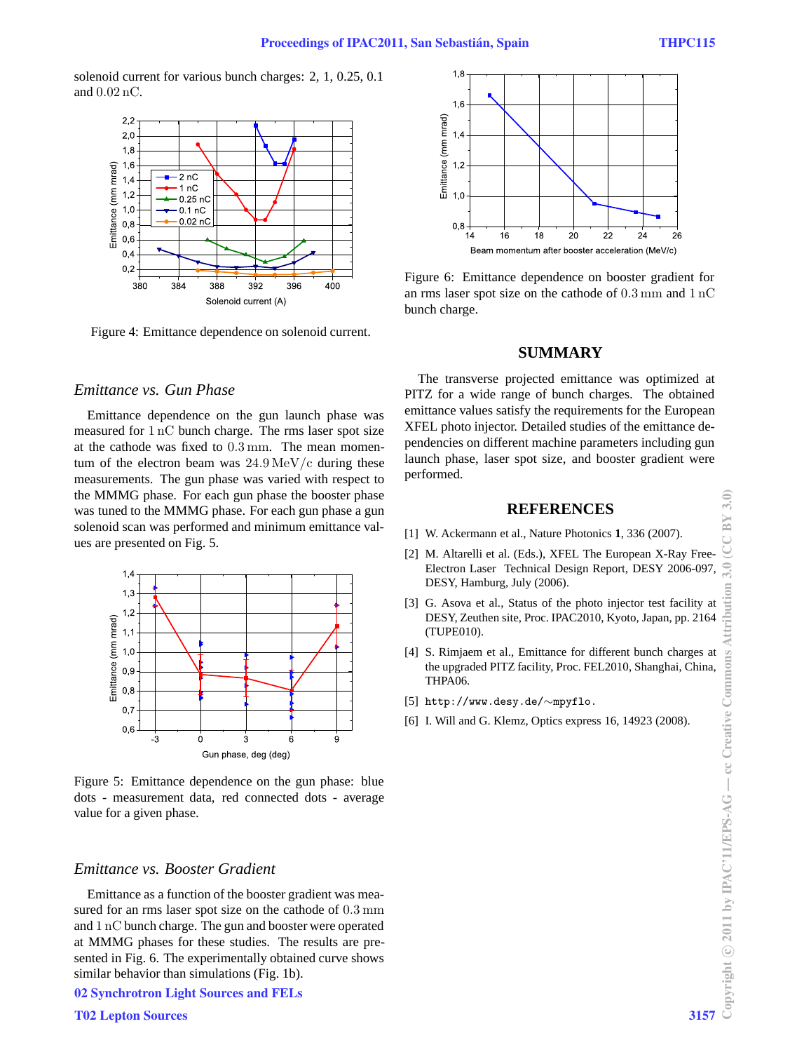solenoid current for various bunch charges: 2, 1, 0.25, 0.1 and 0.02 nC.

2,2
2,0
1,8
1,6
1,4
1,2
1,0
0,8
0,6
0,4
0,2
Emittance (mm mrad)
380 384 388 392 396 400
Solenoid current (A)
2 nC
1 nC
0.25 nC
0.1 nC
0.02 nC

Figure 4: Emittance dependence on solenoid current.

### *Emittance vs. Gun Phase*

Emittance dependence on the gun launch phase was measured for 1 nC bunch charge. The rms laser spot size at the cathode was fixed to 0.3 mm. The mean momentum of the electron beam was 24.9 MeV/c during these measurements. The gun phase was varied with respect to the MMMG phase. For each gun phase the booster phase was tuned to the MMMG phase. For each gun phase a gun solenoid scan was performed and minimum emittance values are presented on Fig. 5.

1,4
1,3
1,2
1,1
1,0
0,9
0,8
0,7
0,6
Emittance (mm mrad)
-3 0 3 6 9
Gun phase, deg (deg)

Figure 5: Emittance dependence on the gun phase: blue dots - measurement data, red connected dots - average value for a given phase.

### *Emittance vs. Booster Gradient*

Emittance as a function of the booster gradient was measured for an rms laser spot size on the cathode of 0.3 mm and 1 nC bunch charge. The gun and booster were operated at MMMG phases for these studies. The results are presented in Fig. 6. The experimentally obtained curve shows similar behavior than simulations (Fig. 1b).

1,8
1,6
1,4
1,2
1,0
0,8
Emittance (mm mrad)
14 16 18 20 22 24 26
Beam momentum after booster acceleration (MeV/c)

Figure 6: Emittance dependence on booster gradient for an rms laser spot size on the cathode of 0.3 mm and 1 nC bunch charge.

## SUMMARY

The transverse projected emittance was optimized at PITZ for a wide range of bunch charges. The obtained emittance values satisfy the requirements for the European XFEL photo injector. Detailed studies of the emittance dependencies on different machine parameters including gun launch phase, laser spot size, and booster gradient were performed.

## REFERENCES

[1] W. Ackermann et al., Nature Photonics **1**, 336 (2007).

[2] M. Altarelli et al. (Eds.), XFEL The European X-Ray Free-Electron Laser Technical Design Report, DESY 2006-097, DESY, Hamburg, July (2006).

[3] G. Asova et al., Status of the photo injector test facility at DESY, Zeuthen site, Proc. IPAC2010, Kyoto, Japan, pp. 2164 (TUPE010).

[4] S. Rimjaem et al., Emittance for different bunch charges at the upgraded PITZ facility, Proc. FEL2010, Shanghai, China, THPA06.

[5] `http://www.desy.de/~mpyflo.`

[6] I. Will and G. Klemz, Optics express 16, 14923 (2008).